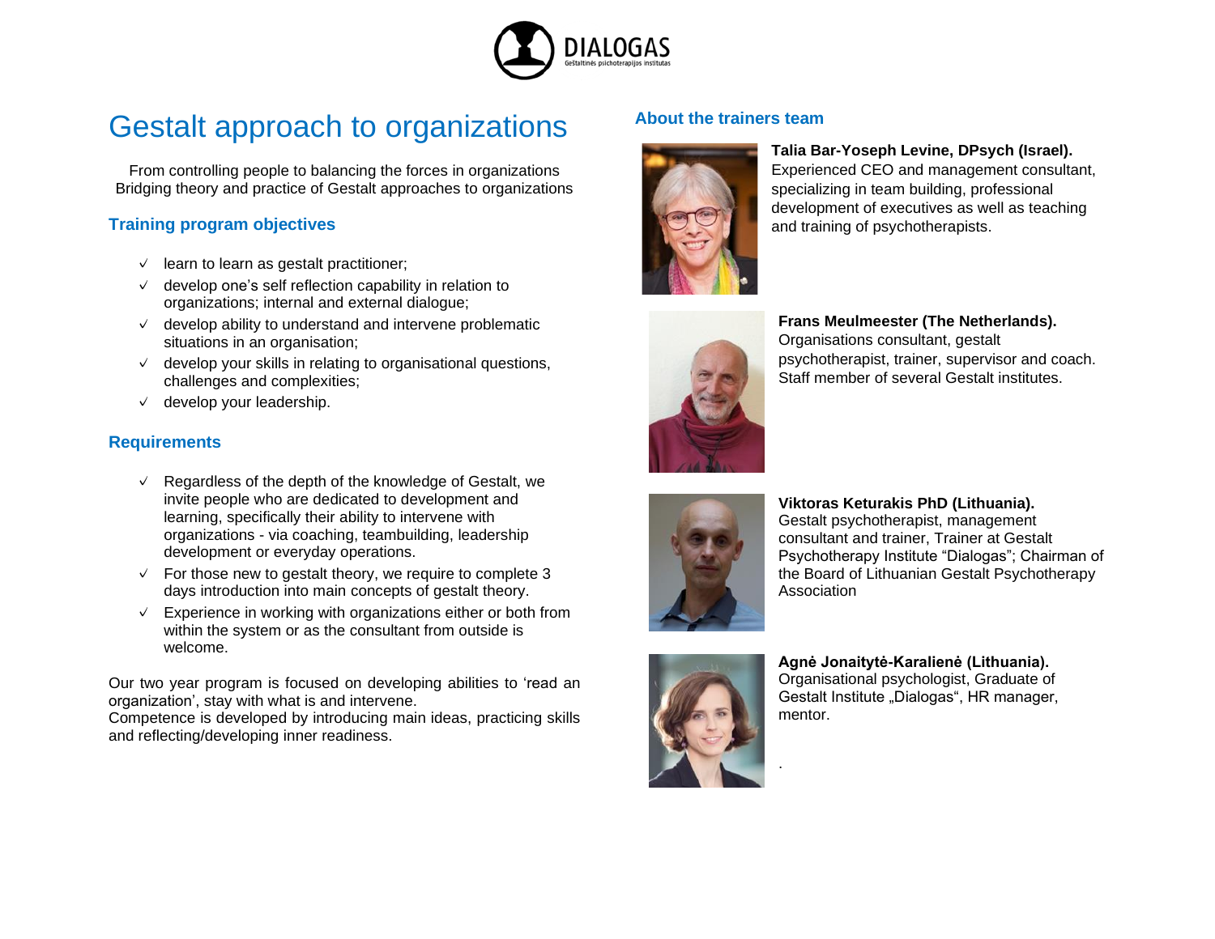DIALOGAS
Geštaltinės psichoterapijos institutas

# Gestalt approach to organizations

From controlling people to balancing the forces in organizations
Bridging theory and practice of Gestalt approaches to organizations

## Training program objectives

- learn to learn as gestalt practitioner;
- develop one's self reflection capability in relation to organizations; internal and external dialogue;
- develop ability to understand and intervene problematic situations in an organisation;
- develop your skills in relating to organisational questions, challenges and complexities;
- develop your leadership.

## Requirements

- Regardless of the depth of the knowledge of Gestalt, we invite people who are dedicated to development and learning, specifically their ability to intervene with organizations - via coaching, teambuilding, leadership development or everyday operations.
- For those new to gestalt theory, we require to complete 3 days introduction into main concepts of gestalt theory.
- Experience in working with organizations either or both from within the system or as the consultant from outside is welcome.

Our two year program is focused on developing abilities to 'read an organization', stay with what is and intervene.
Competence is developed by introducing main ideas, practicing skills and reflecting/developing inner readiness.

## About the trainers team

**Talia Bar-Yoseph Levine, DPsych (Israel).**
Experienced CEO and management consultant, specializing in team building, professional development of executives as well as teaching and training of psychotherapists.

**Frans Meulmeester (The Netherlands).**
Organisations consultant, gestalt psychotherapist, trainer, supervisor and coach. Staff member of several Gestalt institutes.

**Viktoras Keturakis PhD (Lithuania).**
Gestalt psychotherapist, management consultant and trainer, Trainer at Gestalt Psychotherapy Institute "Dialogas"; Chairman of the Board of Lithuanian Gestalt Psychotherapy Association

**Agnė Jonaitytė-Karalienė (Lithuania).**
Organisational psychologist, Graduate of Gestalt Institute „Dialogas", HR manager, mentor.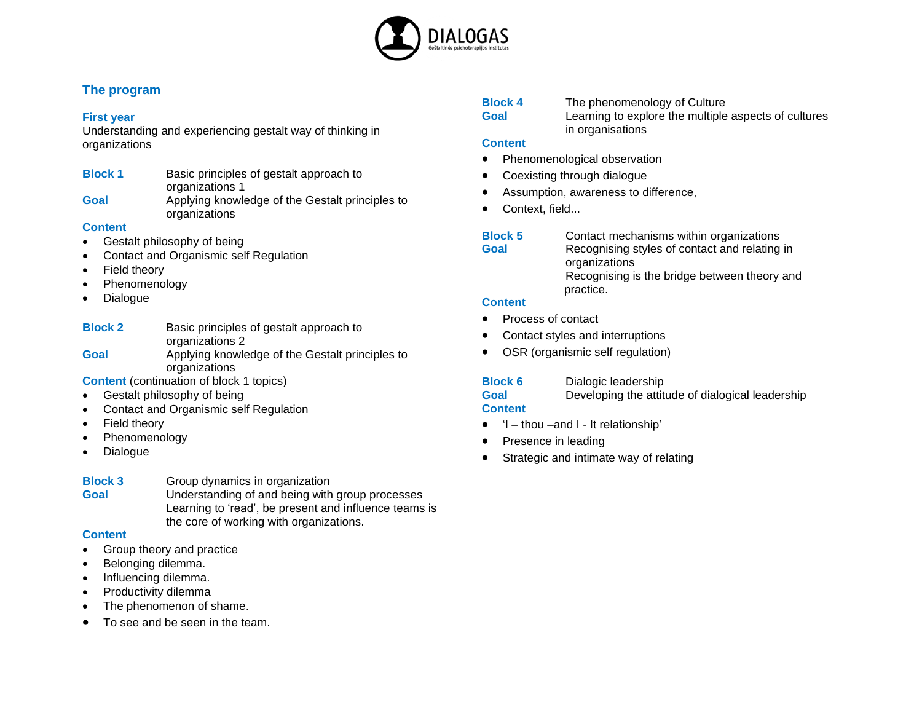## The program

### First year

Understanding and experiencing gestalt way of thinking in organizations

**Block 1** Basic principles of gestalt approach to organizations 1

**Goal** Applying knowledge of the Gestalt principles to organizations

**Content**

- Gestalt philosophy of being
- Contact and Organismic self Regulation
- Field theory
- Phenomenology
- Dialogue

**Block 2** Basic principles of gestalt approach to organizations 2

**Goal** Applying knowledge of the Gestalt principles to organizations

**Content** (continuation of block 1 topics)

- Gestalt philosophy of being
- Contact and Organismic self Regulation
- Field theory
- Phenomenology
- Dialogue

**Block 3** Group dynamics in organization

**Goal** Understanding of and being with group processes
Learning to 'read', be present and influence teams is the core of working with organizations.

**Content**

- Group theory and practice
- Belonging dilemma.
- Influencing dilemma.
- Productivity dilemma
- The phenomenon of shame.
- To see and be seen in the team.

**Block 4** The phenomenology of Culture

**Goal** Learning to explore the multiple aspects of cultures in organisations

**Content**

- Phenomenological observation
- Coexisting through dialogue
- Assumption, awareness to difference,
- Context, field...

**Block 5** Contact mechanisms within organizations

**Goal** Recognising styles of contact and relating in organizations
Recognising is the bridge between theory and practice.

**Content**

- Process of contact
- Contact styles and interruptions
- OSR (organismic self regulation)

**Block 6** Dialogic leadership

**Goal** Developing the attitude of dialogical leadership

**Content**

- 'I – thou –and I - It relationship'
- Presence in leading
- Strategic and intimate way of relating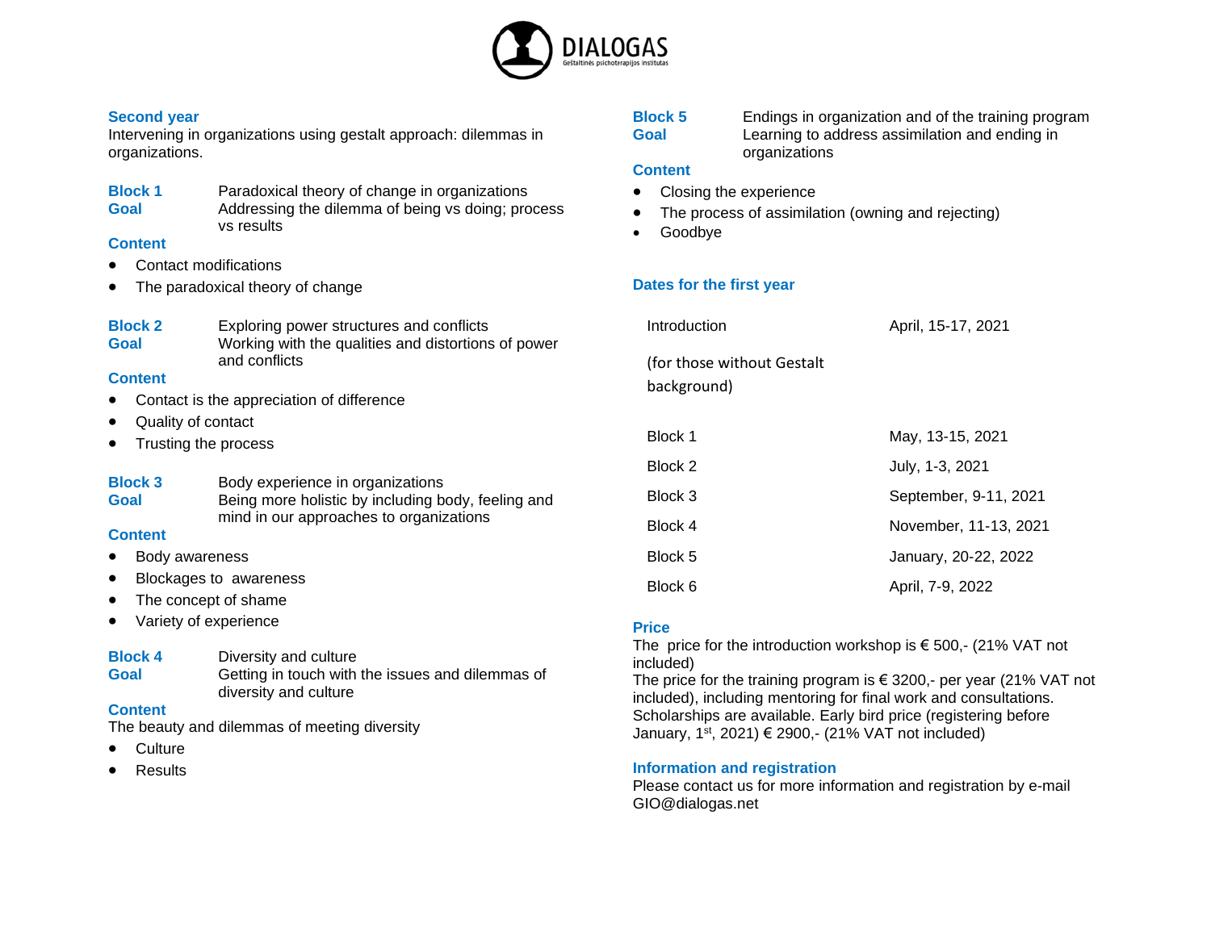## Second year

Intervening in organizations using gestalt approach: dilemmas in organizations.

**Block 1** Paradoxical theory of change in organizations
**Goal** Addressing the dilemma of being vs doing; process vs results

**Content**

- Contact modifications
- The paradoxical theory of change

**Block 2** Exploring power structures and conflicts
**Goal** Working with the qualities and distortions of power and conflicts

**Content**

- Contact is the appreciation of difference
- Quality of contact
- Trusting the process

**Block 3** Body experience in organizations
**Goal** Being more holistic by including body, feeling and mind in our approaches to organizations

**Content**

- Body awareness
- Blockages to awareness
- The concept of shame
- Variety of experience

**Block 4** Diversity and culture
**Goal** Getting in touch with the issues and dilemmas of diversity and culture

**Content**

The beauty and dilemmas of meeting diversity

- Culture
- Results

**Block 5** Endings in organization and of the training program
**Goal** Learning to address assimilation and ending in organizations

**Content**

- Closing the experience
- The process of assimilation (owning and rejecting)
- Goodbye

## Dates for the first year

| | |
|---|---|
| Introduction<br>(for those without Gestalt background) | April, 15-17, 2021 |
| Block 1 | May, 13-15, 2021 |
| Block 2 | July, 1-3, 2021 |
| Block 3 | September, 9-11, 2021 |
| Block 4 | November, 11-13, 2021 |
| Block 5 | January, 20-22, 2022 |
| Block 6 | April, 7-9, 2022 |

## Price

The price for the introduction workshop is € 500,- (21% VAT not included)
The price for the training program is € 3200,- per year (21% VAT not included), including mentoring for final work and consultations. Scholarships are available. Early bird price (registering before January, 1st, 2021) € 2900,- (21% VAT not included)

## Information and registration

Please contact us for more information and registration by e-mail GIO@dialogas.net